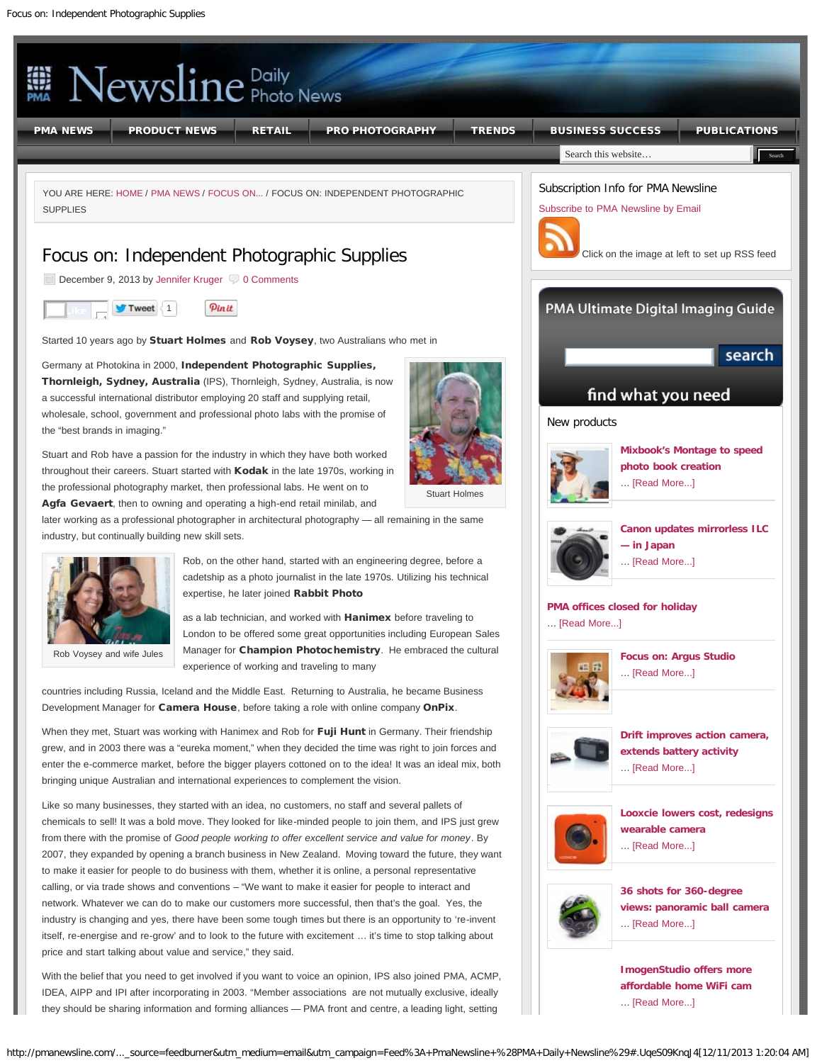# Newsline Daily Photo News

PMA NEWS | PRODUCT NEWS | RETAIL | PRO PHOTOGRAPHY | TRENDS | BUSINESS SUCCESS | PUBLICATIONS

YOU ARE HERE: HOME / PMA NEWS / FOCUS ON... / FOCUS ON: INDEPENDENT PHOTOGRAPHIC SUPPLIES

# Focus on: Independent Photographic Supplies

December 9, 2013 by Jennifer Kruger 0 Comments

Started 10 years ago by **Stuart Holmes** and **Rob Voysey**, two Australians who met in Germany at Photokina in 2000, **Independent Photographic Supplies, Thornleigh, Sydney, Australia** (IPS), Thornleigh, Sydney, Australia, is now a successful international distributor employing 20 staff and supplying retail, wholesale, school, government and professional photo labs with the promise of the "best brands in imaging."

Stuart Holmes

Stuart and Rob have a passion for the industry in which they have both worked throughout their careers. Stuart started with **Kodak** in the late 1970s, working in the professional photography market, then professional labs. He went on to **Agfa Gevaert**, then to owning and operating a high-end retail minilab, and later working as a professional photographer in architectural photography — all remaining in the same industry, but continually building new skill sets.

Rob Voysey and wife Jules

Rob, on the other hand, started with an engineering degree, before a cadetship as a photo journalist in the late 1970s. Utilizing his technical expertise, he later joined **Rabbit Photo** as a lab technician, and worked with **Hanimex** before traveling to London to be offered some great opportunities including European Sales Manager for **Champion Photochemistry**. He embraced the cultural experience of working and traveling to many countries including Russia, Iceland and the Middle East. Returning to Australia, he became Business Development Manager for **Camera House**, before taking a role with online company **OnPix**.

When they met, Stuart was working with Hanimex and Rob for **Fuji Hunt** in Germany. Their friendship grew, and in 2003 there was a "eureka moment," when they decided the time was right to join forces and enter the e-commerce market, before the bigger players cottoned on to the idea! It was an ideal mix, both bringing unique Australian and international experiences to complement the vision.

Like so many businesses, they started with an idea, no customers, no staff and several pallets of chemicals to sell! It was a bold move. They looked for like-minded people to join them, and IPS just grew from there with the promise of *Good people working to offer excellent service and value for money*. By 2007, they expanded by opening a branch business in New Zealand. Moving toward the future, they want to make it easier for people to do business with them, whether it is online, a personal representative calling, or via trade shows and conventions – "We want to make it easier for people to interact and network. Whatever we can do to make our customers more successful, then that's the goal. Yes, the industry is changing and yes, there have been some tough times but there is an opportunity to 're-invent itself, re-energise and re-grow' and to look to the future with excitement … it's time to stop talking about price and start talking about value and service," they said.

With the belief that you need to get involved if you want to voice an opinion, IPS also joined PMA, ACMP, IDEA, AIPP and IPI after incorporating in 2003. "Member associations are not mutually exclusive, ideally they should be sharing information and forming alliances — PMA front and centre, a leading light, setting

## Subscription Info for PMA Newsline

Subscribe to PMA Newsline by Email

Click on the image at left to set up RSS feed

## PMA Ultimate Digital Imaging Guide

search

find what you need

## New products

**Mixbook's Montage to speed photo book creation**
… [Read More...]

**Canon updates mirrorless ILC — in Japan**
… [Read More...]

**PMA offices closed for holiday**
… [Read More...]

**Focus on: Argus Studio**
… [Read More...]

**Drift improves action camera, extends battery activity**
… [Read More...]

**Looxcie lowers cost, redesigns wearable camera**
… [Read More...]

**36 shots for 360-degree views: panoramic ball camera**
… [Read More...]

**ImogenStudio offers more affordable home WiFi cam**
… [Read More...]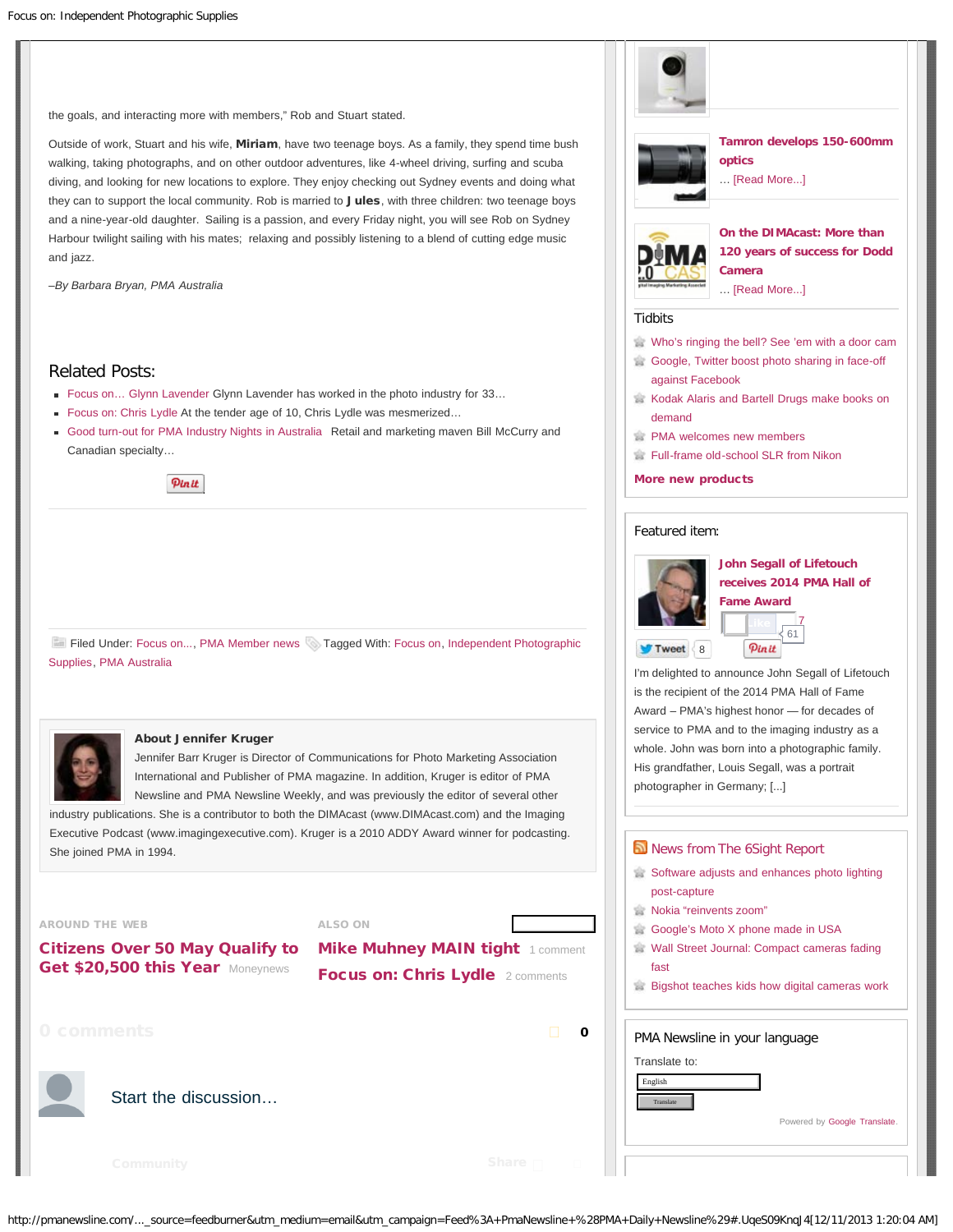the goals, and interacting more with members," Rob and Stuart stated.

Outside of work, Stuart and his wife, **Miriam**, have two teenage boys. As a family, they spend time bush walking, taking photographs, and on other outdoor adventures, like 4-wheel driving, surfing and scuba diving, and looking for new locations to explore. They enjoy checking out Sydney events and doing what they can to support the local community. Rob is married to **Jules**, with three children: two teenage boys and a nine-year-old daughter. Sailing is a passion, and every Friday night, you will see Rob on Sydney Harbour twilight sailing with his mates; relaxing and possibly listening to a blend of cutting edge music and jazz.

*–By Barbara Bryan, PMA Australia*

## Related Posts:

- Focus on… Glynn Lavender Glynn Lavender has worked in the photo industry for 33…
- Focus on: Chris Lydle At the tender age of 10, Chris Lydle was mesmerized…
- Good turn-out for PMA Industry Nights in Australia Retail and marketing maven Bill McCurry and Canadian specialty…

Pin it

Filed Under: Focus on..., PMA Member news Tagged With: Focus on, Independent Photographic Supplies, PMA Australia

**About Jennifer Kruger**

Jennifer Barr Kruger is Director of Communications for Photo Marketing Association International and Publisher of PMA magazine. In addition, Kruger is editor of PMA Newsline and PMA Newsline Weekly, and was previously the editor of several other industry publications. She is a contributor to both the DIMAcast (www.DIMAcast.com) and the Imaging Executive Podcast (www.imagingexecutive.com). Kruger is a 2010 ADDY Award winner for podcasting. She joined PMA in 1994.

AROUND THE WEB

**Citizens Over 50 May Qualify to Get $20,500 this Year** Moneynews

ALSO ON

**Mike Muhney MAIN tight** 1 comment

**Focus on: Chris Lydle** 2 comments

0 comments 0

Start the discussion…

Community Share

**Tamron develops 150-600mm optics**
… [Read More...]

**On the DIMAcast: More than 120 years of success for Dodd Camera**
… [Read More...]

Tidbits

- Who's ringing the bell? See 'em with a door cam
- Google, Twitter boost photo sharing in face-off against Facebook
- Kodak Alaris and Bartell Drugs make books on demand
- PMA welcomes new members
- Full-frame old-school SLR from Nikon

**More new products**

Featured item:

**John Segall of Lifetouch receives 2014 PMA Hall of Fame Award**

Like 7 61 Tweet 8 Pin it

I'm delighted to announce John Segall of Lifetouch is the recipient of the 2014 PMA Hall of Fame Award – PMA's highest honor — for decades of service to PMA and to the imaging industry as a whole. John was born into a photographic family. His grandfather, Louis Segall, was a portrait photographer in Germany; [...]

News from The 6Sight Report

- Software adjusts and enhances photo lighting post-capture
- Nokia "reinvents zoom"
- Google's Moto X phone made in USA
- Wall Street Journal: Compact cameras fading fast
- Bigshot teaches kids how digital cameras work

PMA Newsline in your language

Translate to:

English

Translate

Powered by Google Translate.